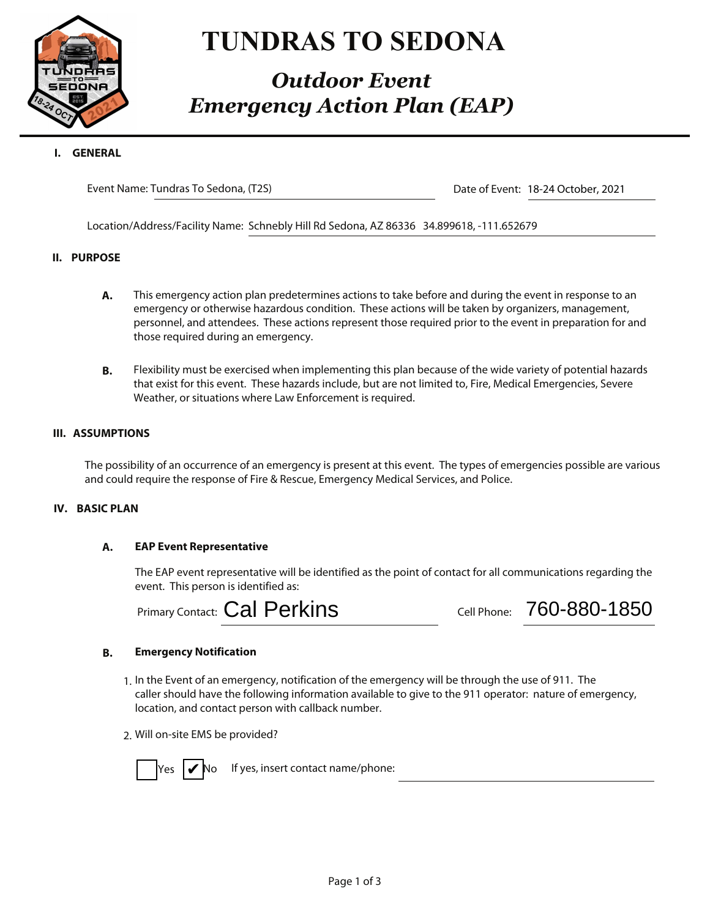# TUNDRAS TO SEDONA

## *Outdoor Event Emergency Action Plan (EAP)*

### I. GENERAL

Event Name: Tundras To Sedona, (T2S)

Date of Event: 18-24 October, 2021

Location/Address/Facility Name: Schnebly Hill Rd Sedona, AZ 86336 34.899618, -111.652679

### II. PURPOSE

**A.** This emergency action plan predetermines actions to take before and during the event in response to an emergency or otherwise hazardous condition. These actions will be taken by organizers, management, personnel, and attendees. These actions represent those required prior to the event in preparation for and those required during an emergency.

**B.** Flexibility must be exercised when implementing this plan because of the wide variety of potential hazards that exist for this event. These hazards include, but are not limited to, Fire, Medical Emergencies, Severe Weather, or situations where Law Enforcement is required.

### III. ASSUMPTIONS

The possibility of an occurrence of an emergency is present at this event. The types of emergencies possible are various and could require the response of Fire & Rescue, Emergency Medical Services, and Police.

### IV. BASIC PLAN

**A. EAP Event Representative**

The EAP event representative will be identified as the point of contact for all communications regarding the event. This person is identified as:

Primary Contact: Cal Perkins

Cell Phone: 760-880-1850

**B. Emergency Notification**

1. In the Event of an emergency, notification of the emergency will be through the use of 911. The caller should have the following information available to give to the 911 operator: nature of emergency, location, and contact person with callback number.

2. Will on-site EMS be provided?

☐ Yes ☑ No If yes, insert contact name/phone: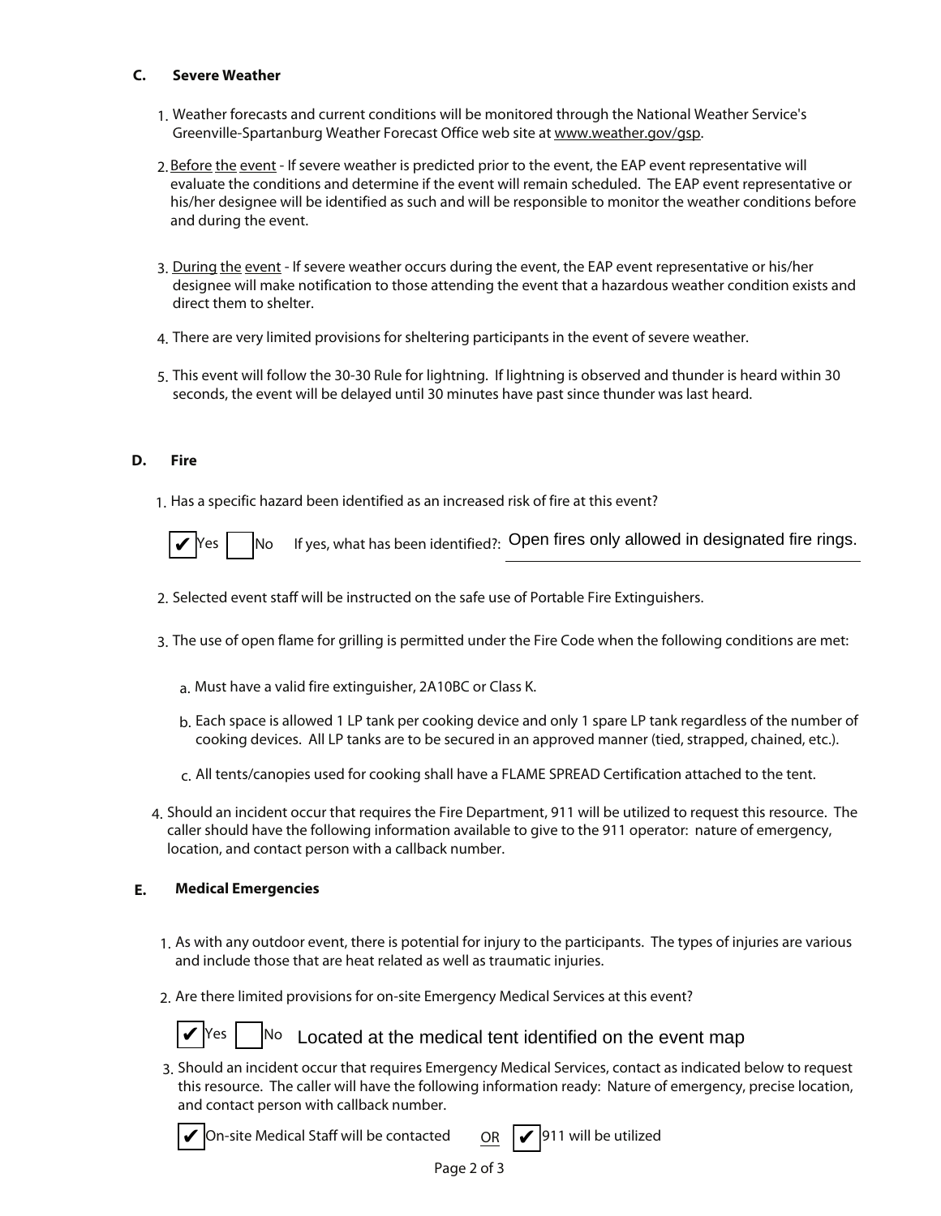### C. Severe Weather

1. Weather forecasts and current conditions will be monitored through the National Weather Service's Greenville-Spartanburg Weather Forecast Office web site at www.weather.gov/gsp.

2. Before the event - If severe weather is predicted prior to the event, the EAP event representative will evaluate the conditions and determine if the event will remain scheduled. The EAP event representative or his/her designee will be identified as such and will be responsible to monitor the weather conditions before and during the event.

3. During the event - If severe weather occurs during the event, the EAP event representative or his/her designee will make notification to those attending the event that a hazardous weather condition exists and direct them to shelter.

4. There are very limited provisions for sheltering participants in the event of severe weather.

5. This event will follow the 30-30 Rule for lightning. If lightning is observed and thunder is heard within 30 seconds, the event will be delayed until 30 minutes have past since thunder was last heard.

### D. Fire

1. Has a specific hazard been identified as an increased risk of fire at this event?

   ☑ Yes ☐ No If yes, what has been identified?: Open fires only allowed in designated fire rings.

2. Selected event staff will be instructed on the safe use of Portable Fire Extinguishers.

3. The use of open flame for grilling is permitted under the Fire Code when the following conditions are met:

   a. Must have a valid fire extinguisher, 2A10BC or Class K.

   b. Each space is allowed 1 LP tank per cooking device and only 1 spare LP tank regardless of the number of cooking devices. All LP tanks are to be secured in an approved manner (tied, strapped, chained, etc.).

   c. All tents/canopies used for cooking shall have a FLAME SPREAD Certification attached to the tent.

4. Should an incident occur that requires the Fire Department, 911 will be utilized to request this resource. The caller should have the following information available to give to the 911 operator: nature of emergency, location, and contact person with a callback number.

### E. Medical Emergencies

1. As with any outdoor event, there is potential for injury to the participants. The types of injuries are various and include those that are heat related as well as traumatic injuries.

2. Are there limited provisions for on-site Emergency Medical Services at this event?

   ☑ Yes ☐ No Located at the medical tent identified on the event map

3. Should an incident occur that requires Emergency Medical Services, contact as indicated below to request this resource. The caller will have the following information ready: Nature of emergency, precise location, and contact person with callback number.

   ☑ On-site Medical Staff will be contacted OR ☑ 911 will be utilized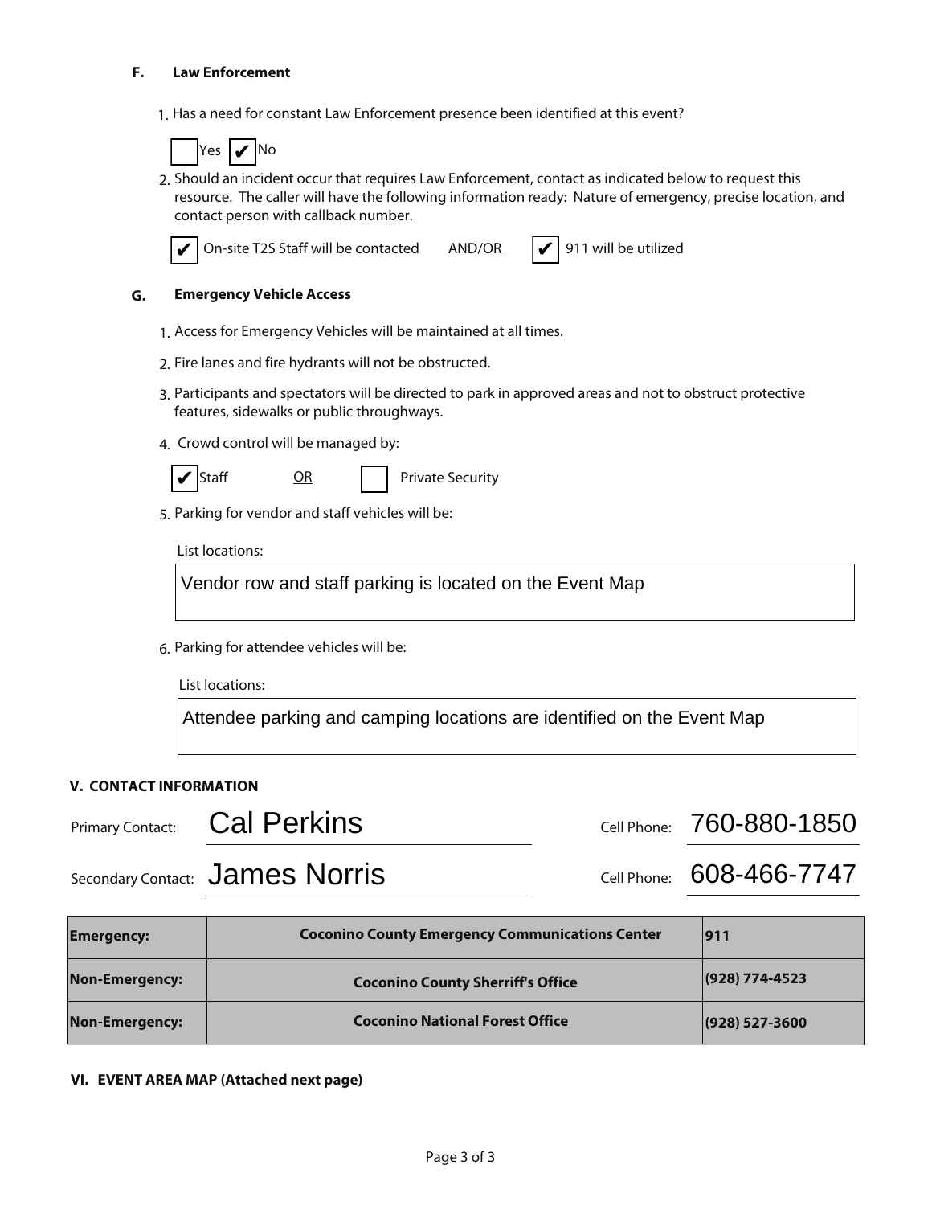### F. Law Enforcement

1. Has a need for constant Law Enforcement presence been identified at this event?

   ☐ Yes ☑ No

2. Should an incident occur that requires Law Enforcement, contact as indicated below to request this resource. The caller will have the following information ready: Nature of emergency, precise location, and contact person with callback number.

   ☑ On-site T2S Staff will be contacted AND/OR ☑ 911 will be utilized

### G. Emergency Vehicle Access

1. Access for Emergency Vehicles will be maintained at all times.
2. Fire lanes and fire hydrants will not be obstructed.
3. Participants and spectators will be directed to park in approved areas and not to obstruct protective features, sidewalks or public throughways.
4. Crowd control will be managed by:

   ☑ Staff OR ☐ Private Security

5. Parking for vendor and staff vehicles will be:

   List locations:

   Vendor row and staff parking is located on the Event Map

6. Parking for attendee vehicles will be:

   List locations:

   Attendee parking and camping locations are identified on the Event Map

## V. CONTACT INFORMATION

Primary Contact: Cal Perkins Cell Phone: 760-880-1850

Secondary Contact: James Norris Cell Phone: 608-466-7747

| | | |
|---|---|---|
| **Emergency:** | **Coconino County Emergency Communications Center** | **911** |
| **Non-Emergency:** | **Coconino County Sherriff's Office** | **(928) 774-4523** |
| **Non-Emergency:** | **Coconino National Forest Office** | **(928) 527-3600** |

## VI. EVENT AREA MAP (Attached next page)